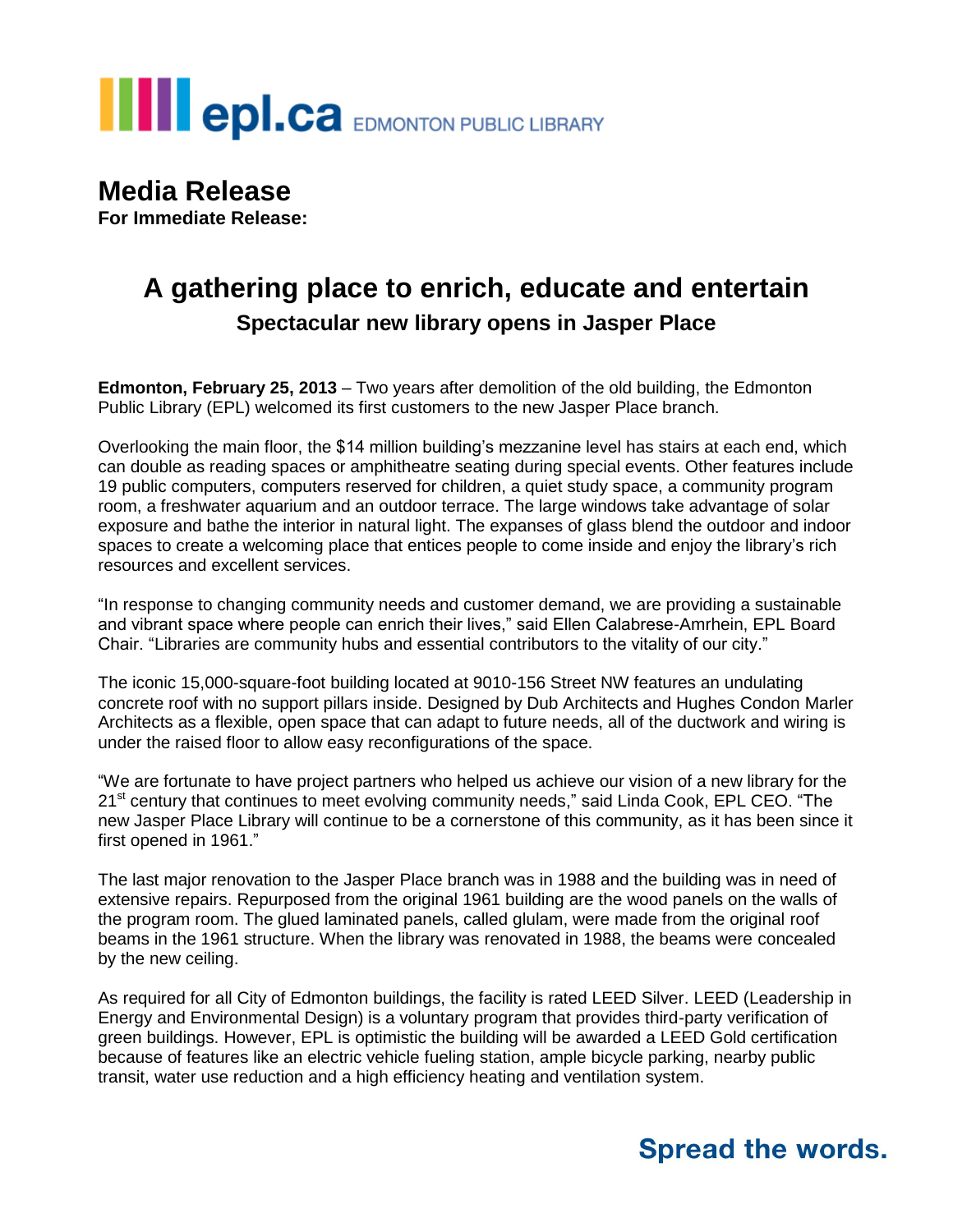epl.ca EDMONTON PUBLIC LIBRARY

# Media Release

**For Immediate Release:**

## A gathering place to enrich, educate and entertain

### Spectacular new library opens in Jasper Place

**Edmonton, February 25, 2013** – Two years after demolition of the old building, the Edmonton Public Library (EPL) welcomed its first customers to the new Jasper Place branch.

Overlooking the main floor, the $14 million building's mezzanine level has stairs at each end, which can double as reading spaces or amphitheatre seating during special events. Other features include 19 public computers, computers reserved for children, a quiet study space, a community program room, a freshwater aquarium and an outdoor terrace. The large windows take advantage of solar exposure and bathe the interior in natural light. The expanses of glass blend the outdoor and indoor spaces to create a welcoming place that entices people to come inside and enjoy the library's rich resources and excellent services.

"In response to changing community needs and customer demand, we are providing a sustainable and vibrant space where people can enrich their lives," said Ellen Calabrese-Amrhein, EPL Board Chair. "Libraries are community hubs and essential contributors to the vitality of our city."

The iconic 15,000-square-foot building located at 9010-156 Street NW features an undulating concrete roof with no support pillars inside. Designed by Dub Architects and Hughes Condon Marler Architects as a flexible, open space that can adapt to future needs, all of the ductwork and wiring is under the raised floor to allow easy reconfigurations of the space.

"We are fortunate to have project partners who helped us achieve our vision of a new library for the 21st century that continues to meet evolving community needs," said Linda Cook, EPL CEO. "The new Jasper Place Library will continue to be a cornerstone of this community, as it has been since it first opened in 1961."

The last major renovation to the Jasper Place branch was in 1988 and the building was in need of extensive repairs. Repurposed from the original 1961 building are the wood panels on the walls of the program room. The glued laminated panels, called glulam, were made from the original roof beams in the 1961 structure. When the library was renovated in 1988, the beams were concealed by the new ceiling.

As required for all City of Edmonton buildings, the facility is rated LEED Silver. LEED (Leadership in Energy and Environmental Design) is a voluntary program that provides third-party verification of green buildings. However, EPL is optimistic the building will be awarded a LEED Gold certification because of features like an electric vehicle fueling station, ample bicycle parking, nearby public transit, water use reduction and a high efficiency heating and ventilation system.

**Spread the words.**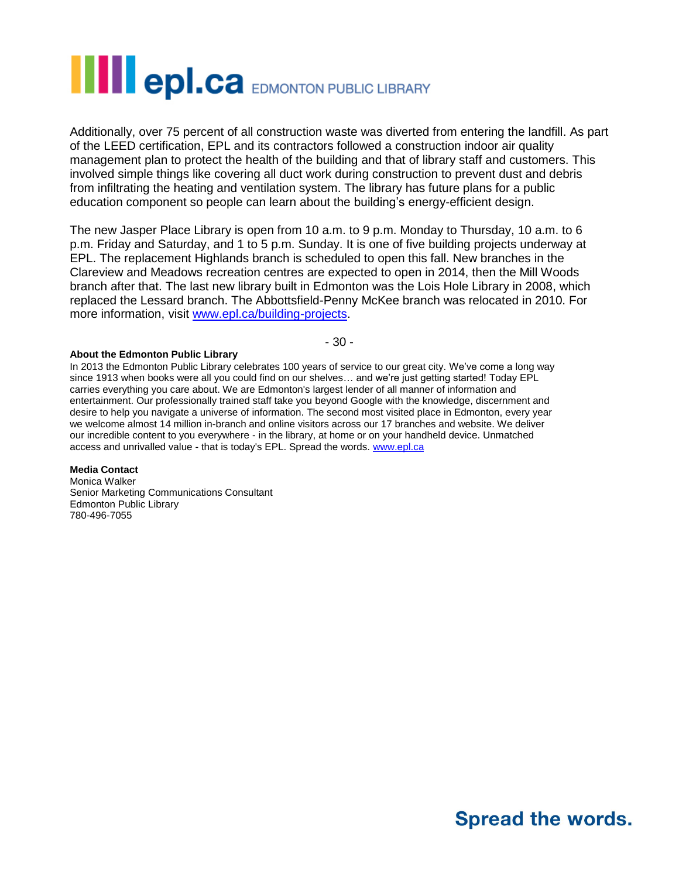Additionally, over 75 percent of all construction waste was diverted from entering the landfill. As part of the LEED certification, EPL and its contractors followed a construction indoor air quality management plan to protect the health of the building and that of library staff and customers. This involved simple things like covering all duct work during construction to prevent dust and debris from infiltrating the heating and ventilation system. The library has future plans for a public education component so people can learn about the building's energy-efficient design.

The new Jasper Place Library is open from 10 a.m. to 9 p.m. Monday to Thursday, 10 a.m. to 6 p.m. Friday and Saturday, and 1 to 5 p.m. Sunday. It is one of five building projects underway at EPL. The replacement Highlands branch is scheduled to open this fall. New branches in the Clareview and Meadows recreation centres are expected to open in 2014, then the Mill Woods branch after that. The last new library built in Edmonton was the Lois Hole Library in 2008, which replaced the Lessard branch. The Abbottsfield-Penny McKee branch was relocated in 2010. For more information, visit www.epl.ca/building-projects.

- 30 -

**About the Edmonton Public Library**

In 2013 the Edmonton Public Library celebrates 100 years of service to our great city. We've come a long way since 1913 when books were all you could find on our shelves… and we're just getting started! Today EPL carries everything you care about. We are Edmonton's largest lender of all manner of information and entertainment. Our professionally trained staff take you beyond Google with the knowledge, discernment and desire to help you navigate a universe of information. The second most visited place in Edmonton, every year we welcome almost 14 million in-branch and online visitors across our 17 branches and website. We deliver our incredible content to you everywhere - in the library, at home or on your handheld device. Unmatched access and unrivalled value - that is today's EPL. Spread the words. www.epl.ca

**Media Contact**

Monica Walker
Senior Marketing Communications Consultant
Edmonton Public Library
780-496-7055